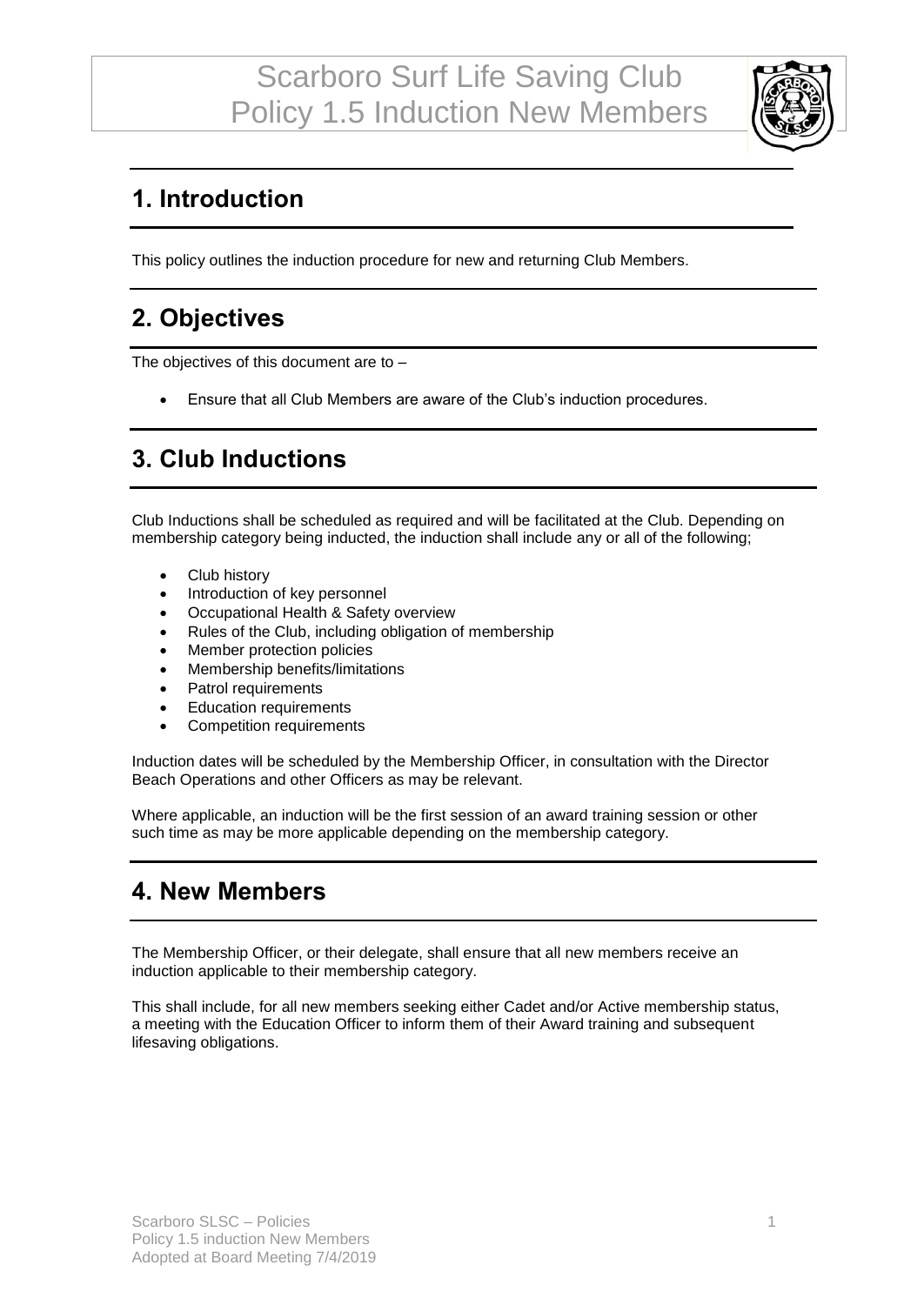# Scarboro Surf Life Saving Club
# Policy 1.5 Induction New Members

## 1. Introduction

This policy outlines the induction procedure for new and returning Club Members.

## 2. Objectives

The objectives of this document are to –

- Ensure that all Club Members are aware of the Club's induction procedures.

## 3. Club Inductions

Club Inductions shall be scheduled as required and will be facilitated at the Club. Depending on membership category being inducted, the induction shall include any or all of the following;

- Club history
- Introduction of key personnel
- Occupational Health & Safety overview
- Rules of the Club, including obligation of membership
- Member protection policies
- Membership benefits/limitations
- Patrol requirements
- Education requirements
- Competition requirements

Induction dates will be scheduled by the Membership Officer, in consultation with the Director Beach Operations and other Officers as may be relevant.

Where applicable, an induction will be the first session of an award training session or other such time as may be more applicable depending on the membership category.

## 4. New Members

The Membership Officer, or their delegate, shall ensure that all new members receive an induction applicable to their membership category.

This shall include, for all new members seeking either Cadet and/or Active membership status, a meeting with the Education Officer to inform them of their Award training and subsequent lifesaving obligations.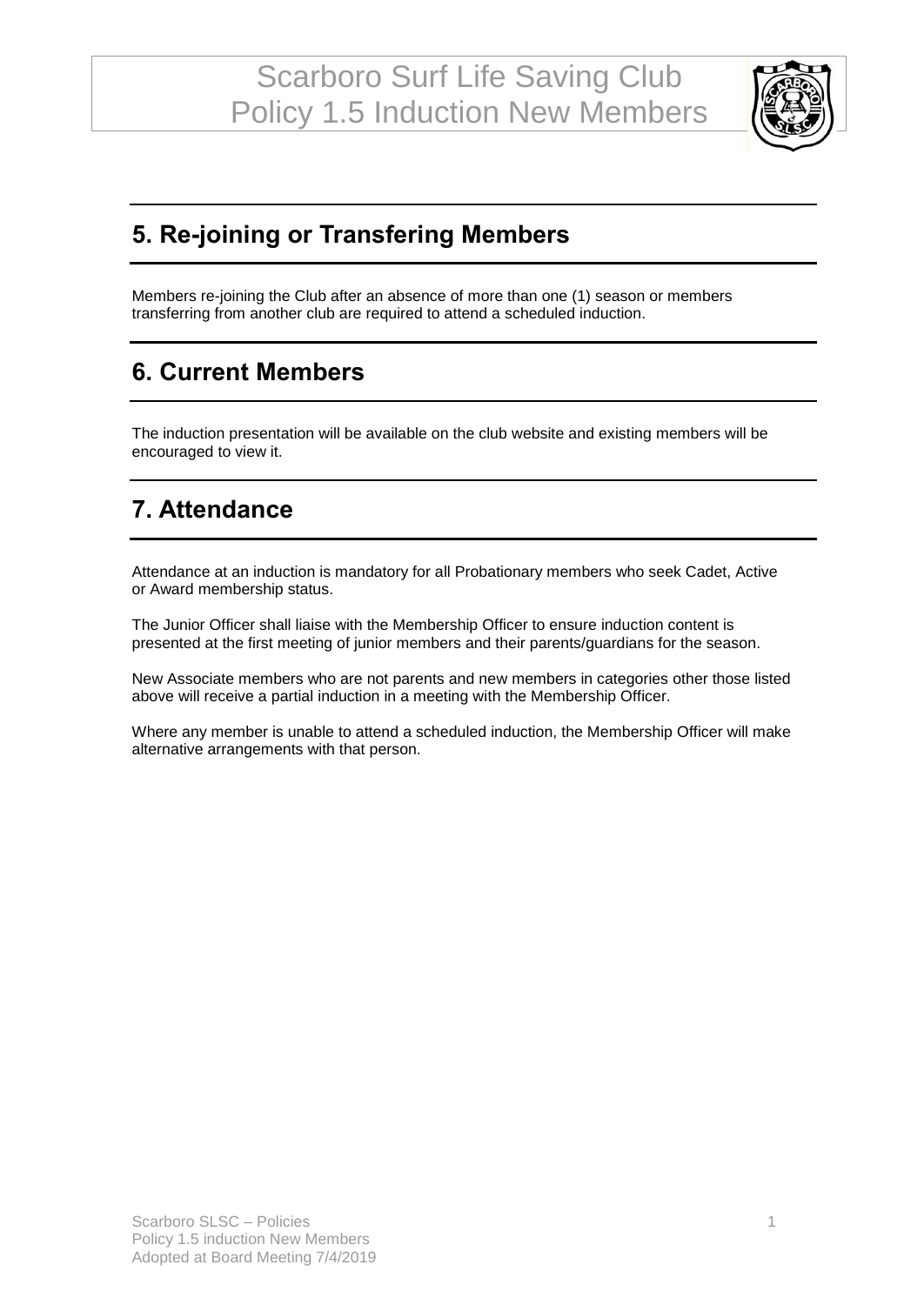## 5. Re-joining or Transfering Members

Members re-joining the Club after an absence of more than one (1) season or members transferring from another club are required to attend a scheduled induction.

## 6. Current Members

The induction presentation will be available on the club website and existing members will be encouraged to view it.

## 7. Attendance

Attendance at an induction is mandatory for all Probationary members who seek Cadet, Active or Award membership status.

The Junior Officer shall liaise with the Membership Officer to ensure induction content is presented at the first meeting of junior members and their parents/guardians for the season.

New Associate members who are not parents and new members in categories other those listed above will receive a partial induction in a meeting with the Membership Officer.

Where any member is unable to attend a scheduled induction, the Membership Officer will make alternative arrangements with that person.